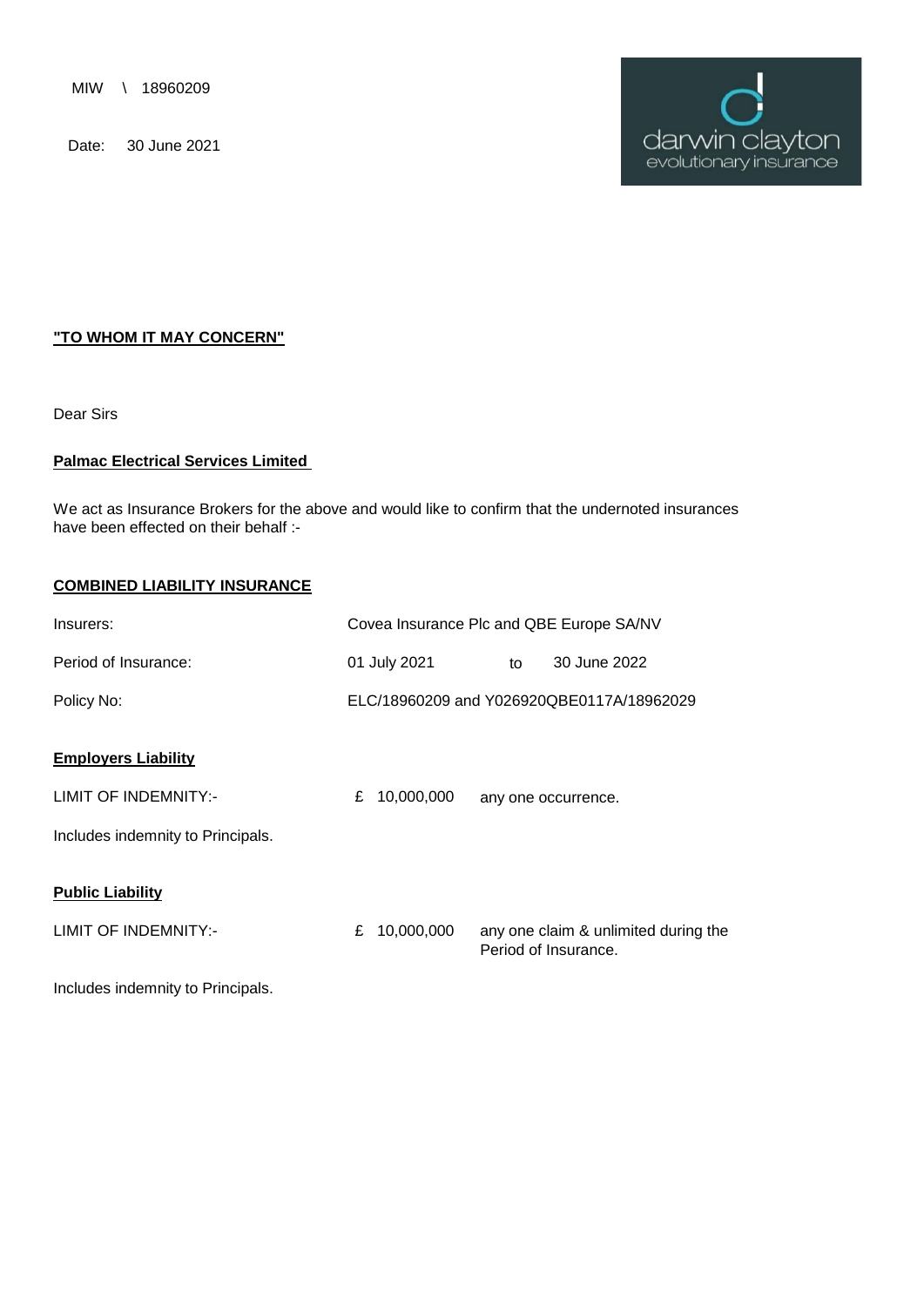MIW \ 18960209

Date: 30 June 2021

darwin clayton
evolutionary insurance

**"TO WHOM IT MAY CONCERN"**

Dear Sirs

**Palmac Electrical Services Limited**

We act as Insurance Brokers for the above and would like to confirm that the undernoted insurances have been effected on their behalf :-

**COMBINED LIABILITY INSURANCE**

| | |
|---|---|
| Insurers: | Covea Insurance Plc and QBE Europe SA/NV |
| Period of Insurance: | 01 July 2021 to 30 June 2022 |
| Policy No: | ELC/18960209 and Y026920QBE0117A/18962029 |

**Employers Liability**

LIMIT OF INDEMNITY:- £ 10,000,000 any one occurrence.

Includes indemnity to Principals.

**Public Liability**

LIMIT OF INDEMNITY:- £ 10,000,000 any one claim & unlimited during the Period of Insurance.

Includes indemnity to Principals.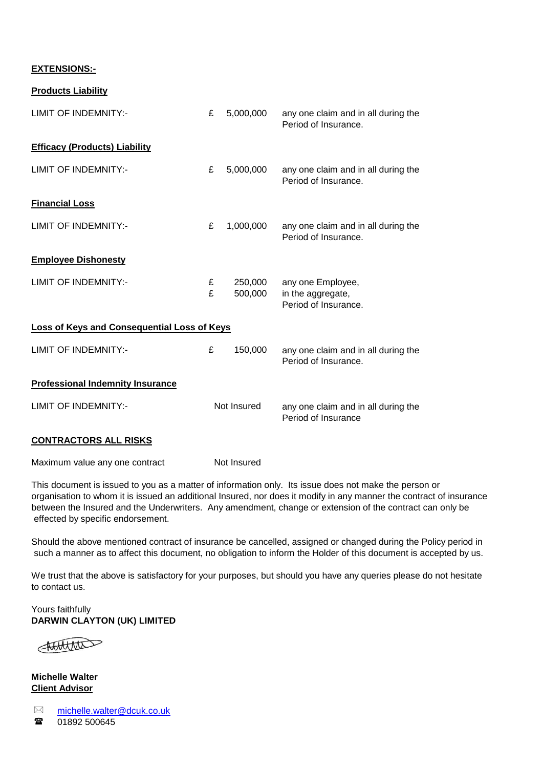**EXTENSIONS:-**

**Products Liability**

| | | | |
|---|---|---|---|
| LIMIT OF INDEMNITY:- | £ | 5,000,000 | any one claim and in all during the Period of Insurance. |

**Efficacy (Products) Liability**

| | | | |
|---|---|---|---|
| LIMIT OF INDEMNITY:- | £ | 5,000,000 | any one claim and in all during the Period of Insurance. |

**Financial Loss**

| | | | |
|---|---|---|---|
| LIMIT OF INDEMNITY:- | £ | 1,000,000 | any one claim and in all during the Period of Insurance. |

**Employee Dishonesty**

| | | | |
|---|---|---|---|
| LIMIT OF INDEMNITY:- | £ | 250,000 | any one Employee, |
| | £ | 500,000 | in the aggregate, Period of Insurance. |

**Loss of Keys and Consequential Loss of Keys**

| | | | |
|---|---|---|---|
| LIMIT OF INDEMNITY:- | £ | 150,000 | any one claim and in all during the Period of Insurance. |

**Professional Indemnity Insurance**

| | | |
|---|---|---|
| LIMIT OF INDEMNITY:- | Not Insured | any one claim and in all during the Period of Insurance |

**CONTRACTORS ALL RISKS**

Maximum value any one contract Not Insured

This document is issued to you as a matter of information only. Its issue does not make the person or organisation to whom it is issued an additional Insured, nor does it modify in any manner the contract of insurance between the Insured and the Underwriters. Any amendment, change or extension of the contract can only be effected by specific endorsement.

Should the above mentioned contract of insurance be cancelled, assigned or changed during the Policy period in such a manner as to affect this document, no obligation to inform the Holder of this document is accepted by us.

We trust that the above is satisfactory for your purposes, but should you have any queries please do not hesitate to contact us.

Yours faithfully
**DARWIN CLAYTON (UK) LIMITED**

**Michelle Walter**
**Client Advisor**

michelle.walter@dcuk.co.uk
01892 500645